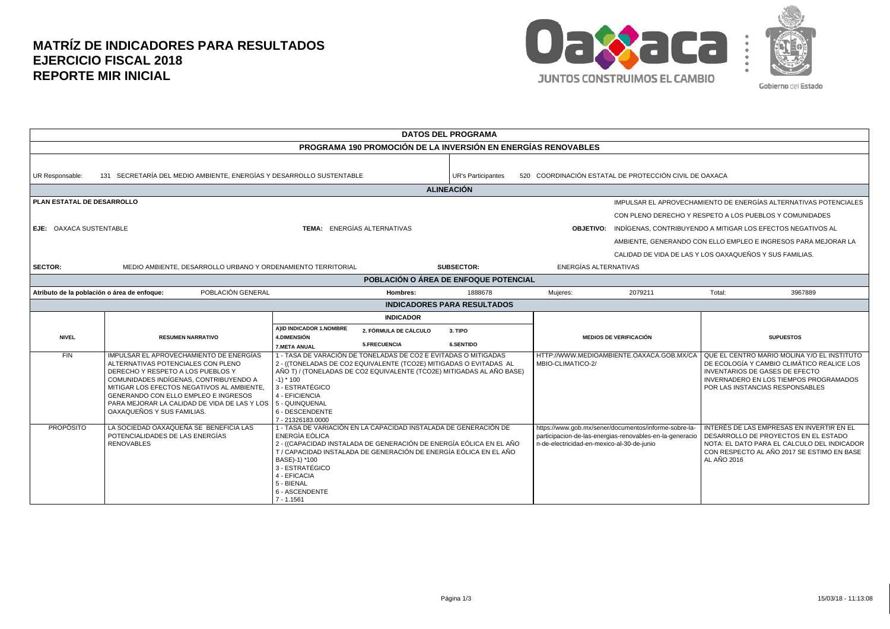# MATRÍZ DE INDICADORES PARA RESULTADOS
# EJERCICIO FISCAL 2018
# REPORTE MIR INICIAL

Oaxaca — JUNTOS CONSTRUIMOS EL CAMBIO — Gobierno del Estado

## DATOS DEL PROGRAMA

### PROGRAMA 190 PROMOCIÓN DE LA INVERSIÓN EN ENERGÍAS RENOVABLES

UR Responsable: 131 SECRETARÍA DEL MEDIO AMBIENTE, ENERGÍAS Y DESARROLLO SUSTENTABLE

UR's Participantes: 520 COORDINACIÓN ESTATAL DE PROTECCIÓN CIVIL DE OAXACA

### ALINEACIÓN

**PLAN ESTATAL DE DESARROLLO**

**EJE:** OAXACA SUSTENTABLE

**TEMA:** ENERGÍAS ALTERNATIVAS

**OBJETIVO:** IMPULSAR EL APROVECHAMIENTO DE ENERGÍAS ALTERNATIVAS POTENCIALES CON PLENO DERECHO Y RESPETO A LOS PUEBLOS Y COMUNIDADES INDÍGENAS, CONTRIBUYENDO A MITIGAR LOS EFECTOS NEGATIVOS AL AMBIENTE, GENERANDO CON ELLO EMPLEO E INGRESOS PARA MEJORAR LA CALIDAD DE VIDA DE LAS Y LOS OAXAQUEÑOS Y SUS FAMILIAS.

**SECTOR:** MEDIO AMBIENTE, DESARROLLO URBANO Y ORDENAMIENTO TERRITORIAL

**SUBSECTOR:** ENERGÍAS ALTERNATIVAS

### POBLACIÓN O ÁREA DE ENFOQUE POTENCIAL

| Atributo de la población o área de enfoque: | POBLACIÓN GENERAL |
|---|---|
| Hombres: | 1888678 |
| Mujeres: | 2079211 |
| Total: | 3967889 |

### INDICADORES PARA RESULTADOS

| NIVEL | RESUMEN NARRATIVO | INDICADOR: A)ID INDICADOR 1.NOMBRE / 2. FÓRMULA DE CÁLCULO / 3. TIPO / 4.DIMENSIÓN / 5.FRECUENCIA / 6.SENTIDO / 7.META ANUAL | MEDIOS DE VERIFICACIÓN | SUPUESTOS |
|---|---|---|---|---|
| FIN | IMPULSAR EL APROVECHAMIENTO DE ENERGÍAS ALTERNATIVAS POTENCIALES CON PLENO DERECHO Y RESPETO A LOS PUEBLOS Y COMUNIDADES INDÍGENAS, CONTRIBUYENDO A MITIGAR LOS EFECTOS NEGATIVOS AL AMBIENTE, GENERANDO CON ELLO EMPLEO E INGRESOS PARA MEJORAR LA CALIDAD DE VIDA DE LAS Y LOS OAXAQUEÑOS Y SUS FAMILIAS. | 1 - TASA DE VARACIÓN DE TONELADAS DE CO2 E EVITADAS O MITIGADAS<br>2 - ((TONELADAS DE CO2 EQUIVALENTE (TCO2E) MITIGADAS O EVITADAS AL AÑO T) / (TONELADAS DE CO2 EQUIVALENTE (TCO2E) MITIGADAS AL AÑO BASE) -1) * 100<br>3 - ESTRATÉGICO<br>4 - EFICIENCIA<br>5 - QUINQUENAL<br>6 - DESCENDENTE<br>7 - 21326183.0000 | HTTP://WWW.MEDIOAMBIENTE.OAXACA.GOB.MX/CAMBIO-CLIMATICO-2/ | QUE EL CENTRO MARIO MOLINA Y/O EL INSTITUTO DE ECOLOGÍA Y CAMBIO CLIMÁTICO REALICE LOS INVENTARIOS DE GASES DE EFECTO INVERNADERO EN LOS TIEMPOS PROGRAMADOS POR LAS INSTANCIAS RESPONSABLES |
| PROPÓSITO | LA SOCIEDAD OAXAQUEÑA SE BENEFICIA LAS POTENCIALIDADES DE LAS ENERGÍAS RENOVABLES | 1 - TASA DE VARIACIÓN EN LA CAPACIDAD INSTALADA DE GENERACIÓN DE ENERGÍA EÓLICA<br>2 - ((CAPACIDAD INSTALADA DE GENERACIÓN DE ENERGÍA EÓLICA EN EL AÑO T / CAPACIDAD INSTALADA DE GENERACIÓN DE ENERGÍA EÓLICA EN EL AÑO BASE)-1) *100<br>3 - ESTRATÉGICO<br>4 - EFICACIA<br>5 - BIENAL<br>6 - ASCENDENTE<br>7 - 1.1561 | https://www.gob.mx/sener/documentos/informe-sobre-la-participacion-de-las-energias-renovables-en-la-generacion-de-electricidad-en-mexico-al-30-de-junio | INTERÉS DE LAS EMPRESAS EN INVERTIR EN EL DESARROLLO DE PROYECTOS EN EL ESTADO<br>NOTA: EL DATO PARA EL CALCULO DEL INDICADOR CON RESPECTO AL AÑO 2017 SE ESTIMO EN BASE AL AÑO 2016 |

15/03/18 - 11:13:08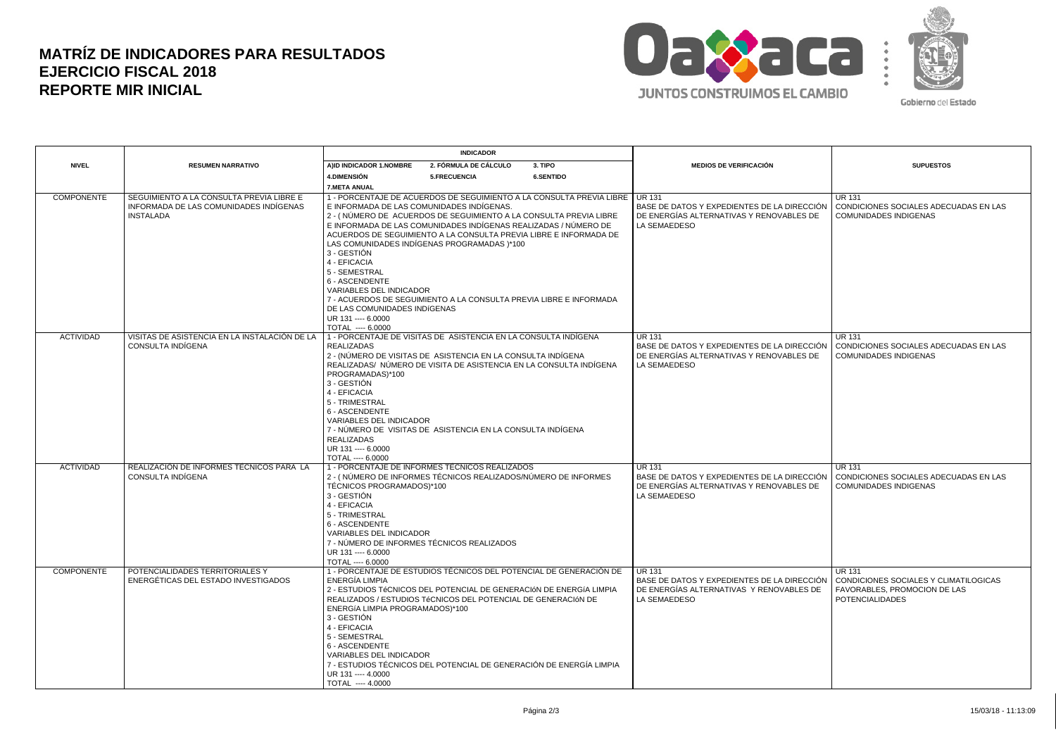# MATRÍZ DE INDICADORES PARA RESULTADOS
# EJERCICIO FISCAL 2018
# REPORTE MIR INICIAL

JUNTOS CONSTRUIMOS EL CAMBIO

Gobierno del Estado

| NIVEL | RESUMEN NARRATIVO | INDICADOR<br>A)ID INDICADOR 1.NOMBRE 2. FÓRMULA DE CÁLCULO 3. TIPO<br>4.DIMENSIÓN 5.FRECUENCIA 6.SENTIDO<br>7.META ANUAL | MEDIOS DE VERIFICACIÓN | SUPUESTOS |
|---|---|---|---|---|
| COMPONENTE | SEGUIMIENTO A LA CONSULTA PREVIA LIBRE E INFORMADA DE LAS COMUNIDADES INDÍGENAS INSTALADA | 1 - PORCENTAJE DE ACUERDOS DE SEGUIMIENTO A LA CONSULTA PREVIA LIBRE E INFORMADA DE LAS COMUNIDADES INDÍGENAS.<br>2 - ( NÚMERO DE ACUERDOS DE SEGUIMIENTO A LA CONSULTA PREVIA LIBRE E INFORMADA DE LAS COMUNIDADES INDÍGENAS REALIZADAS / NÚMERO DE ACUERDOS DE SEGUIMIENTO A LA CONSULTA PREVIA LIBRE E INFORMADA DE LAS COMUNIDADES INDÍGENAS PROGRAMADAS )*100<br>3 - GESTIÓN<br>4 - EFICACIA<br>5 - SEMESTRAL<br>6 - ASCENDENTE<br>VARIABLES DEL INDICADOR<br>7 - ACUERDOS DE SEGUIMIENTO A LA CONSULTA PREVIA LIBRE E INFORMADA DE LAS COMUNIDADES INDIGENAS<br>UR 131 ---- 6.0000<br>TOTAL ---- 6.0000 | UR 131<br>BASE DE DATOS Y EXPEDIENTES DE LA DIRECCIÓN DE ENERGÍAS ALTERNATIVAS Y RENOVABLES DE LA SEMAEDESO | UR 131<br>CONDICIONES SOCIALES ADECUADAS EN LAS COMUNIDADES INDIGENAS |
| ACTIVIDAD | VISITAS DE ASISTENCIA EN LA INSTALACIÓN DE LA CONSULTA INDÍGENA | 1 - PORCENTAJE DE VISITAS DE ASISTENCIA EN LA CONSULTA INDÍGENA REALIZADAS<br>2 - (NÚMERO DE VISITAS DE ASISTENCIA EN LA CONSULTA INDÍGENA REALIZADAS/ NÚMERO DE VISITA DE ASISTENCIA EN LA CONSULTA INDÍGENA PROGRAMADAS)*100<br>3 - GESTIÓN<br>4 - EFICACIA<br>5 - TRIMESTRAL<br>6 - ASCENDENTE<br>VARIABLES DEL INDICADOR<br>7 - NÚMERO DE VISITAS DE ASISTENCIA EN LA CONSULTA INDÍGENA REALIZADAS<br>UR 131 ---- 6.0000<br>TOTAL ---- 6.0000 | UR 131<br>BASE DE DATOS Y EXPEDIENTES DE LA DIRECCIÓN DE ENERGÍAS ALTERNATIVAS Y RENOVABLES DE LA SEMAEDESO | UR 131<br>CONDICIONES SOCIALES ADECUADAS EN LAS COMUNIDADES INDIGENAS |
| ACTIVIDAD | REALIZACIÓN DE INFORMES TÉCNICOS PARA LA CONSULTA INDÍGENA | 1 - PORCENTAJE DE INFORMES TÉCNICOS REALIZADOS<br>2 - ( NÚMERO DE INFORMES TÉCNICOS REALIZADOS/NÚMERO DE INFORMES TÉCNICOS PROGRAMADOS)*100<br>3 - GESTIÓN<br>4 - EFICACIA<br>5 - TRIMESTRAL<br>6 - ASCENDENTE<br>VARIABLES DEL INDICADOR<br>7 - NÚMERO DE INFORMES TÉCNICOS REALIZADOS<br>UR 131 ---- 6.0000<br>TOTAL ---- 6.0000 | UR 131<br>BASE DE DATOS Y EXPEDIENTES DE LA DIRECCIÓN DE ENERGÍAS ALTERNATIVAS Y RENOVABLES DE LA SEMAEDESO | UR 131<br>CONDICIONES SOCIALES ADECUADAS EN LAS COMUNIDADES INDIGENAS |
| COMPONENTE | POTENCIALIDADES TERRITORIALES Y ENERGÉTICAS DEL ESTADO INVESTIGADOS | 1 - PORCENTAJE DE ESTUDIOS TÉCNICOS DEL POTENCIAL DE GENERACIÓN DE ENERGÍA LIMPIA<br>2 - ESTUDIOS TéCNICOS DEL POTENCIAL DE GENERACIóN DE ENERGíA LIMPIA REALIZADOS / ESTUDIOS TéCNICOS DEL POTENCIAL DE GENERACIóN DE ENERGíA LIMPIA PROGRAMADOS)*100<br>3 - GESTIÓN<br>4 - EFICACIA<br>5 - SEMESTRAL<br>6 - ASCENDENTE<br>VARIABLES DEL INDICADOR<br>7 - ESTUDIOS TÉCNICOS DEL POTENCIAL DE GENERACIÓN DE ENERGÍA LIMPIA<br>UR 131 ---- 4.0000<br>TOTAL ---- 4.0000 | UR 131<br>BASE DE DATOS Y EXPEDIENTES DE LA DIRECCIÓN DE ENERGÍAS ALTERNATIVAS Y RENOVABLES DE LA SEMAEDESO | UR 131<br>CONDICIONES SOCIALES Y CLIMATILOGICAS FAVORABLES, PROMOCION DE LAS POTENCIALIDADES |

15/03/18 - 11:13:09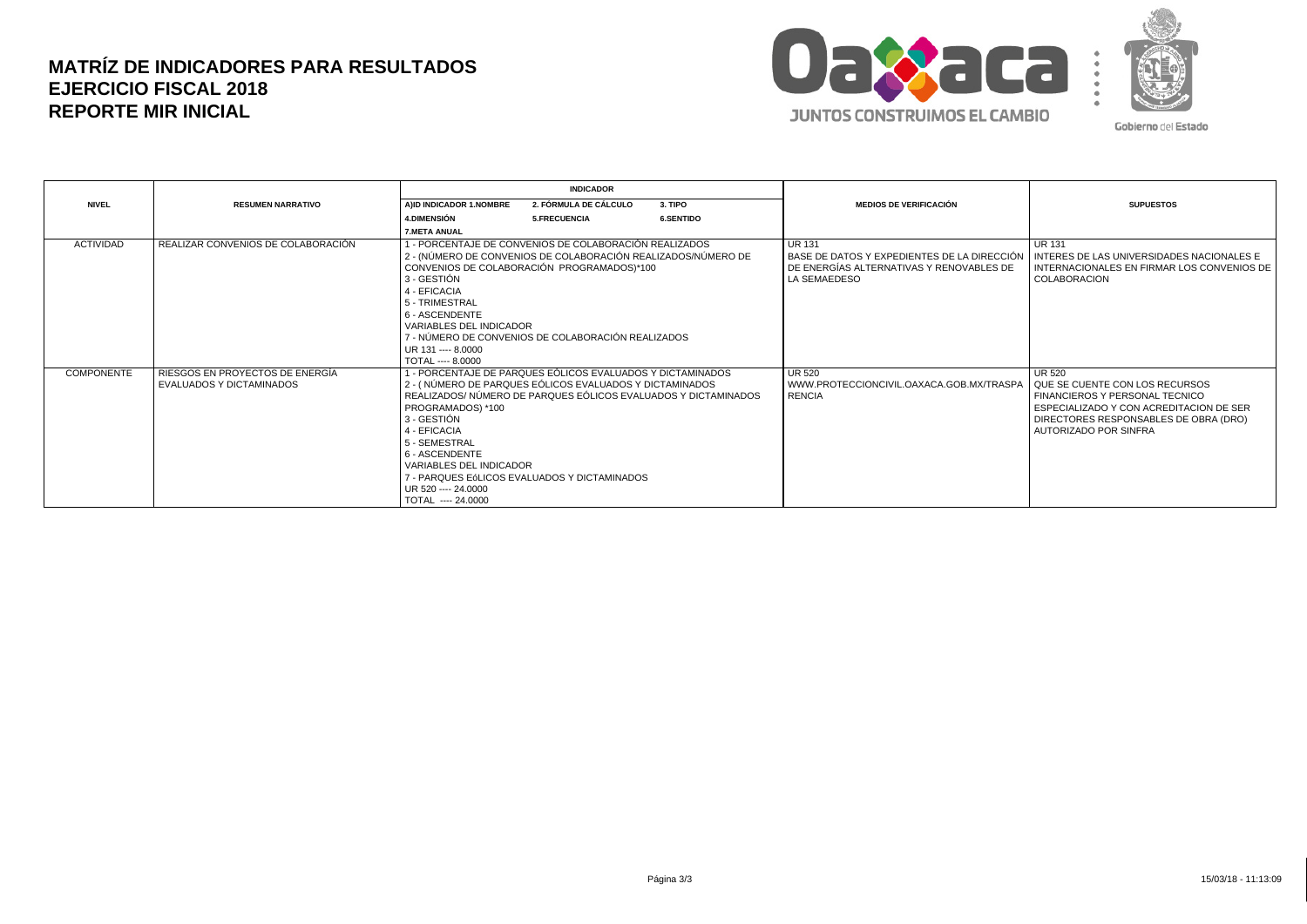# MATRÍZ DE INDICADORES PARA RESULTADOS
# EJERCICIO FISCAL 2018
# REPORTE MIR INICIAL

| NIVEL | RESUMEN NARRATIVO | INDICADOR<br>A)ID INDICADOR 1.NOMBRE 2. FÓRMULA DE CÁLCULO 3. TIPO<br>4.DIMENSIÓN 5.FRECUENCIA 6.SENTIDO<br>7.META ANUAL | MEDIOS DE VERIFICACIÓN | SUPUESTOS |
|---|---|---|---|---|
| ACTIVIDAD | REALIZAR CONVENIOS DE COLABORACIÓN | 1 - PORCENTAJE DE CONVENIOS DE COLABORACIÓN REALIZADOS<br>2 - (NÚMERO DE CONVENIOS DE COLABORACIÓN REALIZADOS/NÚMERO DE CONVENIOS DE COLABORACIÓN PROGRAMADOS)*100<br>3 - GESTIÓN<br>4 - EFICACIA<br>5 - TRIMESTRAL<br>6 - ASCENDENTE<br>VARIABLES DEL INDICADOR<br>7 - NÚMERO DE CONVENIOS DE COLABORACIÓN REALIZADOS<br>UR 131 ---- 8.0000<br>TOTAL ---- 8.0000 | UR 131<br>BASE DE DATOS Y EXPEDIENTES DE LA DIRECCIÓN DE ENERGÍAS ALTERNATIVAS Y RENOVABLES DE LA SEMAEDESO | UR 131<br>INTERES DE LAS UNIVERSIDADES NACIONALES E INTERNACIONALES EN FIRMAR LOS CONVENIOS DE COLABORACION |
| COMPONENTE | RIESGOS EN PROYECTOS DE ENERGÍA EVALUADOS Y DICTAMINADOS | 1 - PORCENTAJE DE PARQUES EÓLICOS EVALUADOS Y DICTAMINADOS<br>2 - ( NÚMERO DE PARQUES EÓLICOS EVALUADOS Y DICTAMINADOS REALIZADOS/ NÚMERO DE PARQUES EÓLICOS EVALUADOS Y DICTAMINADOS PROGRAMADOS) *100<br>3 - GESTIÓN<br>4 - EFICACIA<br>5 - SEMESTRAL<br>6 - ASCENDENTE<br>VARIABLES DEL INDICADOR<br>7 - PARQUES EóLICOS EVALUADOS Y DICTAMINADOS<br>UR 520 ---- 24.0000<br>TOTAL ---- 24.0000 | UR 520<br>WWW.PROTECCIONCIVIL.OAXACA.GOB.MX/TRASPARENCIA | UR 520<br>QUE SE CUENTE CON LOS RECURSOS FINANCIEROS Y PERSONAL TECNICO ESPECIALIZADO Y CON ACREDITACION DE SER DIRECTORES RESPONSABLES DE OBRA (DRO) AUTORIZADO POR SINFRA |

15/03/18 - 11:13:09